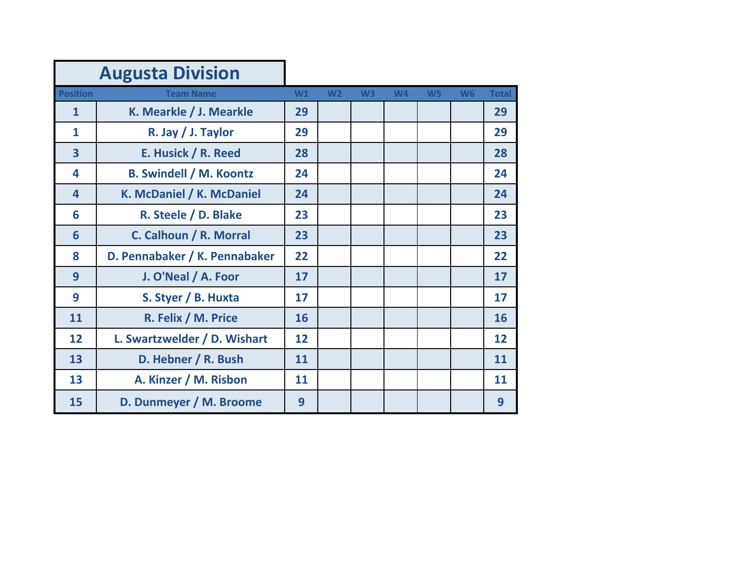## Augusta Division

| Position | Team Name | W1 | W2 | W3 | W4 | W5 | W6 | Total |
|---|---|---|---|---|---|---|---|---|
| 1 | K. Mearkle / J. Mearkle | 29 | | | | | | 29 |
| 1 | R. Jay / J. Taylor | 29 | | | | | | 29 |
| 3 | E. Husick / R. Reed | 28 | | | | | | 28 |
| 4 | B. Swindell / M. Koontz | 24 | | | | | | 24 |
| 4 | K. McDaniel / K. McDaniel | 24 | | | | | | 24 |
| 6 | R. Steele / D. Blake | 23 | | | | | | 23 |
| 6 | C. Calhoun / R. Morral | 23 | | | | | | 23 |
| 8 | D. Pennabaker / K. Pennabaker | 22 | | | | | | 22 |
| 9 | J. O'Neal / A. Foor | 17 | | | | | | 17 |
| 9 | S. Styer / B. Huxta | 17 | | | | | | 17 |
| 11 | R. Felix / M. Price | 16 | | | | | | 16 |
| 12 | L. Swartzwelder / D. Wishart | 12 | | | | | | 12 |
| 13 | D. Hebner / R. Bush | 11 | | | | | | 11 |
| 13 | A. Kinzer / M. Risbon | 11 | | | | | | 11 |
| 15 | D. Dunmeyer / M. Broome | 9 | | | | | | 9 |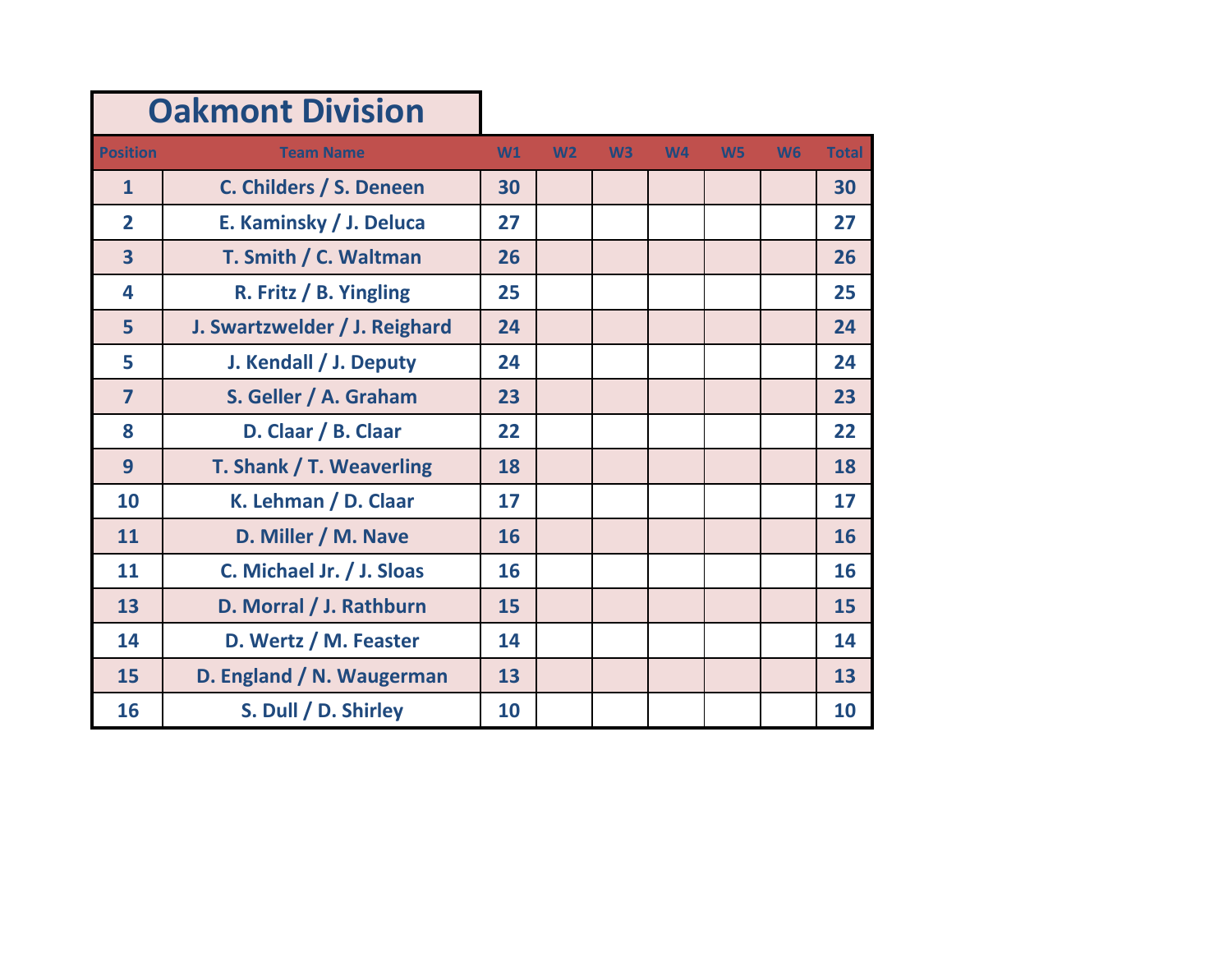# Oakmont Division

| Position | Team Name | W1 | W2 | W3 | W4 | W5 | W6 | Total |
|---|---|---|---|---|---|---|---|---|
| 1 | C. Childers / S. Deneen | 30 | | | | | | 30 |
| 2 | E. Kaminsky / J. Deluca | 27 | | | | | | 27 |
| 3 | T. Smith / C. Waltman | 26 | | | | | | 26 |
| 4 | R. Fritz / B. Yingling | 25 | | | | | | 25 |
| 5 | J. Swartzwelder / J. Reighard | 24 | | | | | | 24 |
| 5 | J. Kendall / J. Deputy | 24 | | | | | | 24 |
| 7 | S. Geller / A. Graham | 23 | | | | | | 23 |
| 8 | D. Claar / B. Claar | 22 | | | | | | 22 |
| 9 | T. Shank / T. Weaverling | 18 | | | | | | 18 |
| 10 | K. Lehman / D. Claar | 17 | | | | | | 17 |
| 11 | D. Miller / M. Nave | 16 | | | | | | 16 |
| 11 | C. Michael Jr. / J. Sloas | 16 | | | | | | 16 |
| 13 | D. Morral / J. Rathburn | 15 | | | | | | 15 |
| 14 | D. Wertz / M. Feaster | 14 | | | | | | 14 |
| 15 | D. England / N. Waugerman | 13 | | | | | | 13 |
| 16 | S. Dull / D. Shirley | 10 | | | | | | 10 |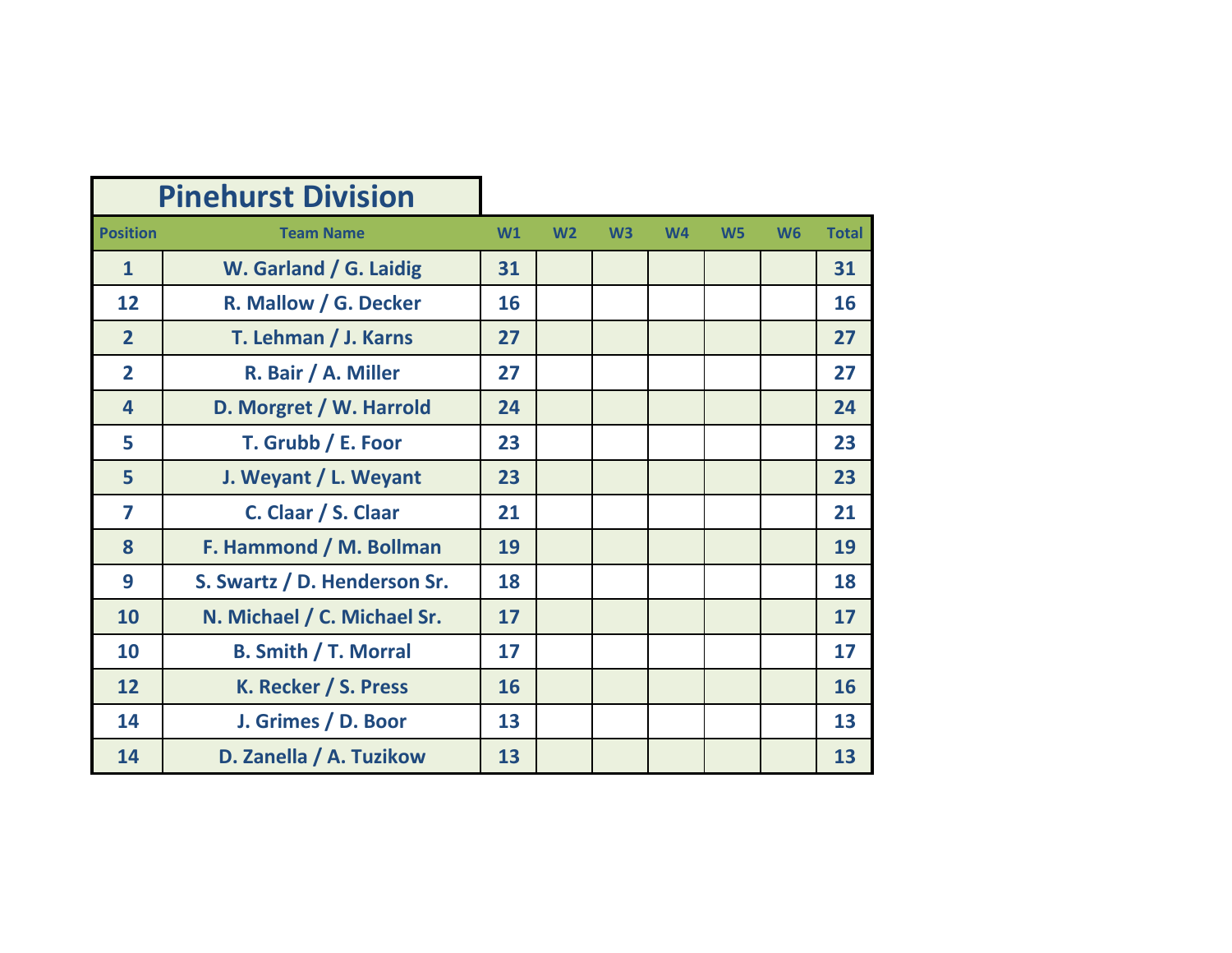## Pinehurst Division

| Position | Team Name | W1 | W2 | W3 | W4 | W5 | W6 | Total |
|---|---|---|---|---|---|---|---|---|
| 1 | W. Garland / G. Laidig | 31 | | | | | | 31 |
| 12 | R. Mallow / G. Decker | 16 | | | | | | 16 |
| 2 | T. Lehman / J. Karns | 27 | | | | | | 27 |
| 2 | R. Bair / A. Miller | 27 | | | | | | 27 |
| 4 | D. Morgret / W. Harrold | 24 | | | | | | 24 |
| 5 | T. Grubb / E. Foor | 23 | | | | | | 23 |
| 5 | J. Weyant / L. Weyant | 23 | | | | | | 23 |
| 7 | C. Claar / S. Claar | 21 | | | | | | 21 |
| 8 | F. Hammond / M. Bollman | 19 | | | | | | 19 |
| 9 | S. Swartz / D. Henderson Sr. | 18 | | | | | | 18 |
| 10 | N. Michael / C. Michael Sr. | 17 | | | | | | 17 |
| 10 | B. Smith / T. Morral | 17 | | | | | | 17 |
| 12 | K. Recker / S. Press | 16 | | | | | | 16 |
| 14 | J. Grimes / D. Boor | 13 | | | | | | 13 |
| 14 | D. Zanella / A. Tuzikow | 13 | | | | | | 13 |